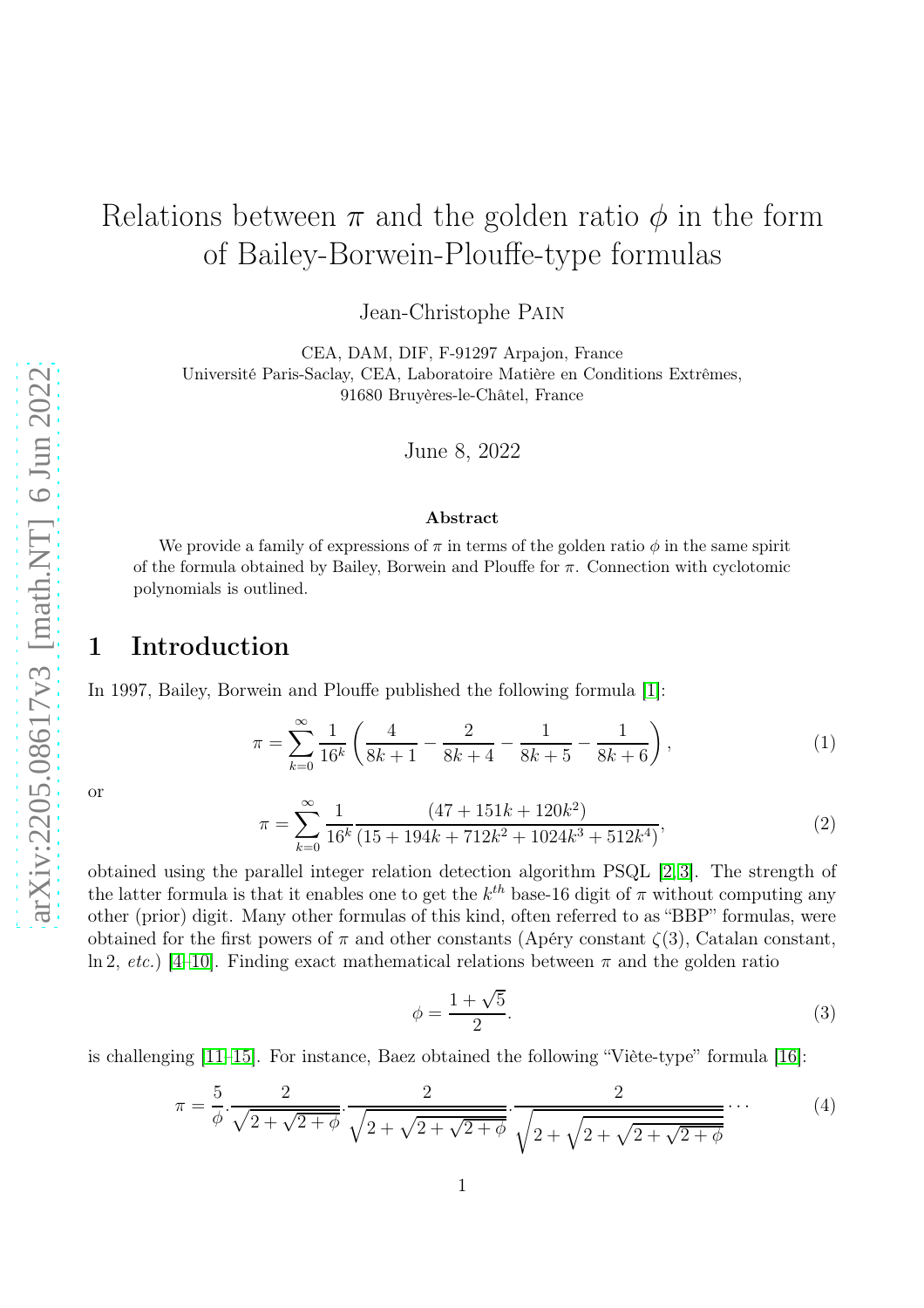# Relations between $\pi$ and the golden ratio $\phi$ in the form of Bailey-Borwein-Plouffe-type formulas

Jean-Christophe Pain

CEA, DAM, DIF, F-91297 Arpajon, France
Université Paris-Saclay, CEA, Laboratoire Matière en Conditions Extrêmes, 91680 Bruyères-le-Châtel, France

June 8, 2022

### Abstract

We provide a family of expressions of $\pi$ in terms of the golden ratio $\phi$ in the same spirit of the formula obtained by Bailey, Borwein and Plouffe for $\pi$. Connection with cyclotomic polynomials is outlined.

## 1 Introduction

In 1997, Bailey, Borwein and Plouffe published the following formula [1]:

$$\pi = \sum_{k=0}^{\infty} \frac{1}{16^k}\left(\frac{4}{8k+1} - \frac{2}{8k+4} - \frac{1}{8k+5} - \frac{1}{8k+6}\right), \tag{1}$$

or

$$\pi = \sum_{k=0}^{\infty} \frac{1}{16^k} \frac{(47+151k+120k^2)}{(15+194k+712k^2+1024k^3+512k^4)}, \tag{2}$$

obtained using the parallel integer relation detection algorithm PSQL [2, 3]. The strength of the latter formula is that it enables one to get the $k^{th}$ base-16 digit of $\pi$ without computing any other (prior) digit. Many other formulas of this kind, often referred to as "BBP" formulas, were obtained for the first powers of $\pi$ and other constants (Apéry constant $\zeta(3)$, Catalan constant, $\ln 2$, *etc.*) [4–10]. Finding exact mathematical relations between $\pi$ and the golden ratio

$$\phi = \frac{1+\sqrt{5}}{2}. \tag{3}$$

is challenging [11–15]. For instance, Baez obtained the following "Viète-type" formula [16]:

$$\pi = \frac{5}{\phi} \cdot \frac{2}{\sqrt{2+\sqrt{2+\phi}}} \cdot \frac{2}{\sqrt{2+\sqrt{2+\sqrt{2+\phi}}}} \cdot \frac{2}{\sqrt{2+\sqrt{2+\sqrt{2+\sqrt{2+\phi}}}}} \cdots \tag{4}$$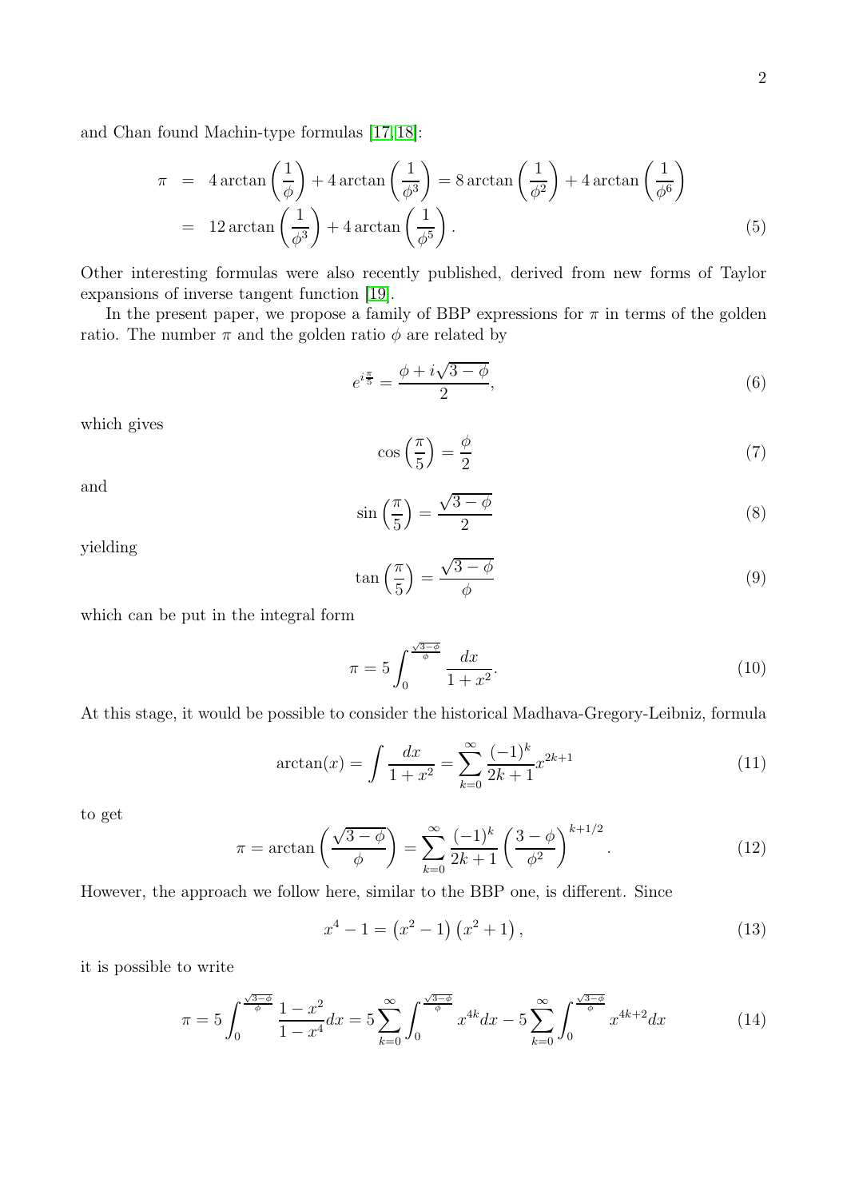and Chan found Machin-type formulas [17, 18]:

$$
\begin{aligned}
\pi &= 4\arctan\left(\frac{1}{\phi}\right)+4\arctan\left(\frac{1}{\phi^3}\right)=8\arctan\left(\frac{1}{\phi^2}\right)+4\arctan\left(\frac{1}{\phi^6}\right)\\
&= 12\arctan\left(\frac{1}{\phi^3}\right)+4\arctan\left(\frac{1}{\phi^5}\right).
\end{aligned}
\tag{5}
$$

Other interesting formulas were also recently published, derived from new forms of Taylor expansions of inverse tangent function [19].

In the present paper, we propose a family of BBP expressions for $\pi$ in terms of the golden ratio. The number $\pi$ and the golden ratio $\phi$ are related by

$$
e^{i\frac{\pi}{5}}=\frac{\phi+i\sqrt{3-\phi}}{2},
\tag{6}
$$

which gives

$$
\cos\left(\frac{\pi}{5}\right)=\frac{\phi}{2}
\tag{7}
$$

and

$$
\sin\left(\frac{\pi}{5}\right)=\frac{\sqrt{3-\phi}}{2}
\tag{8}
$$

yielding

$$
\tan\left(\frac{\pi}{5}\right)=\frac{\sqrt{3-\phi}}{\phi}
\tag{9}
$$

which can be put in the integral form

$$
\pi=5\int_0^{\frac{\sqrt{3-\phi}}{\phi}}\frac{dx}{1+x^2}.
\tag{10}
$$

At this stage, it would be possible to consider the historical Madhava-Gregory-Leibniz, formula

$$
\arctan(x)=\int\frac{dx}{1+x^2}=\sum_{k=0}^{\infty}\frac{(-1)^k}{2k+1}x^{2k+1}
\tag{11}
$$

to get

$$
\pi=\arctan\left(\frac{\sqrt{3-\phi}}{\phi}\right)=\sum_{k=0}^{\infty}\frac{(-1)^k}{2k+1}\left(\frac{3-\phi}{\phi^2}\right)^{k+1/2}.
\tag{12}
$$

However, the approach we follow here, similar to the BBP one, is different. Since

$$
x^4-1=\left(x^2-1\right)\left(x^2+1\right),
\tag{13}
$$

it is possible to write

$$
\pi=5\int_0^{\frac{\sqrt{3-\phi}}{\phi}}\frac{1-x^2}{1-x^4}dx=5\sum_{k=0}^{\infty}\int_0^{\frac{\sqrt{3-\phi}}{\phi}}x^{4k}dx-5\sum_{k=0}^{\infty}\int_0^{\frac{\sqrt{3-\phi}}{\phi}}x^{4k+2}dx
\tag{14}
$$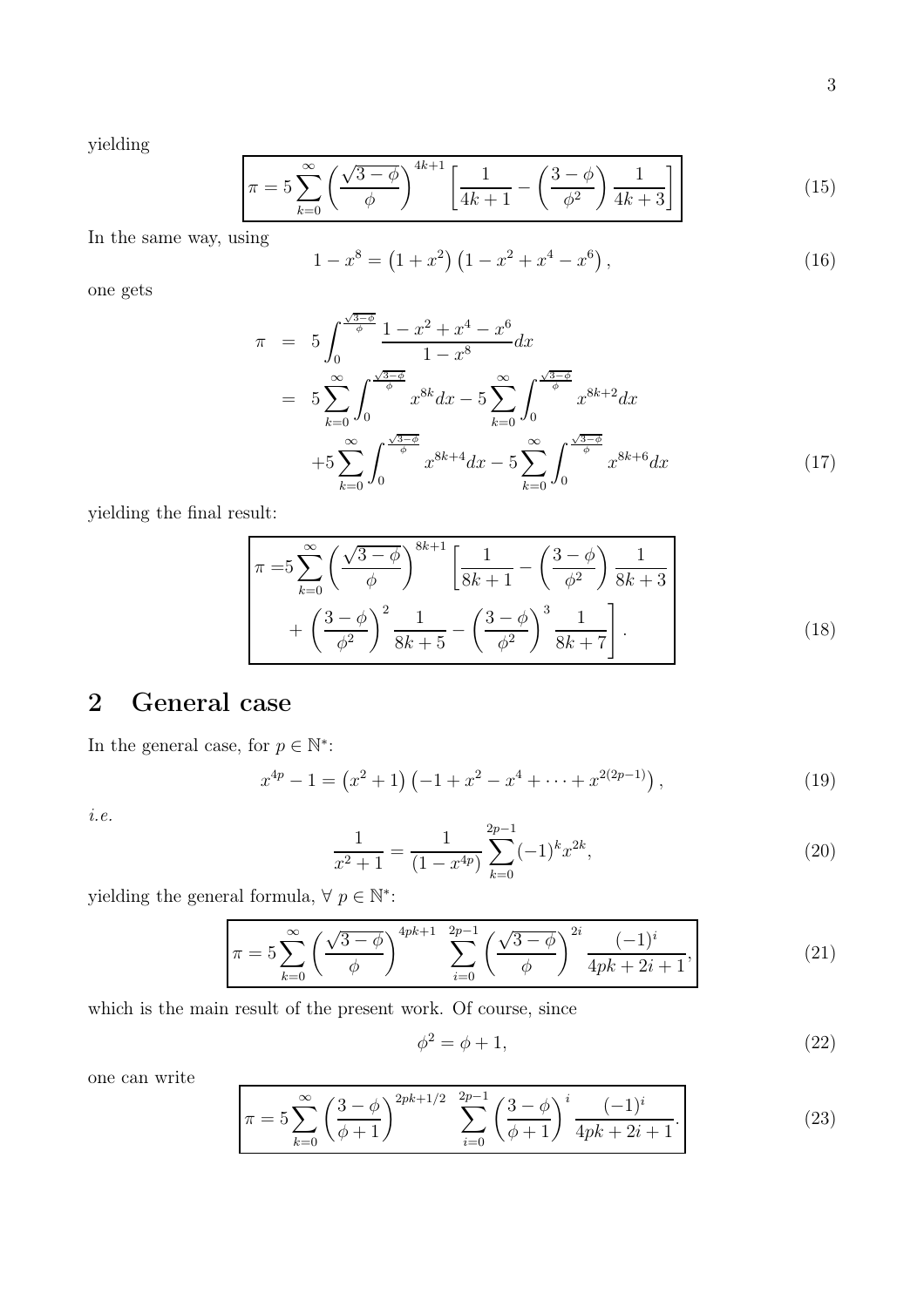yielding

$$
\boxed{\pi = 5 \sum_{k=0}^{\infty} \left( \frac{\sqrt{3-\phi}}{\phi} \right)^{4k+1} \left[ \frac{1}{4k+1} - \left( \frac{3-\phi}{\phi^2} \right) \frac{1}{4k+3} \right]} \tag{15}
$$

In the same way, using

$$
1 - x^8 = \left(1 + x^2\right)\left(1 - x^2 + x^4 - x^6\right), \tag{16}
$$

one gets

$$
\begin{aligned}
\pi &= 5 \int_0^{\frac{\sqrt{3-\phi}}{\phi}} \frac{1 - x^2 + x^4 - x^6}{1 - x^8} dx \\
&= 5 \sum_{k=0}^{\infty} \int_0^{\frac{\sqrt{3-\phi}}{\phi}} x^{8k} dx - 5 \sum_{k=0}^{\infty} \int_0^{\frac{\sqrt{3-\phi}}{\phi}} x^{8k+2} dx \\
&\quad + 5 \sum_{k=0}^{\infty} \int_0^{\frac{\sqrt{3-\phi}}{\phi}} x^{8k+4} dx - 5 \sum_{k=0}^{\infty} \int_0^{\frac{\sqrt{3-\phi}}{\phi}} x^{8k+6} dx
\end{aligned} \tag{17}
$$

yielding the final result:

$$
\boxed{\begin{aligned}
\pi =& 5 \sum_{k=0}^{\infty} \left( \frac{\sqrt{3-\phi}}{\phi} \right)^{8k+1} \left[ \frac{1}{8k+1} - \left( \frac{3-\phi}{\phi^2} \right) \frac{1}{8k+3} \right. \\
& \left. + \left( \frac{3-\phi}{\phi^2} \right)^2 \frac{1}{8k+5} - \left( \frac{3-\phi}{\phi^2} \right)^3 \frac{1}{8k+7} \right].
\end{aligned}} \tag{18}
$$

## 2 General case

In the general case, for $p \in \mathbb{N}^*$:

$$
x^{4p} - 1 = \left(x^2 + 1\right)\left(-1 + x^2 - x^4 + \cdots + x^{2(2p-1)}\right), \tag{19}
$$

*i.e.*

$$
\frac{1}{x^2+1} = \frac{1}{\left(1 - x^{4p}\right)} \sum_{k=0}^{2p-1} (-1)^k x^{2k}, \tag{20}
$$

yielding the general formula, $\forall \; p \in \mathbb{N}^*$:

$$
\boxed{\pi = 5 \sum_{k=0}^{\infty} \left( \frac{\sqrt{3-\phi}}{\phi} \right)^{4pk+1} \sum_{i=0}^{2p-1} \left( \frac{\sqrt{3-\phi}}{\phi} \right)^{2i} \frac{(-1)^i}{4pk+2i+1},} \tag{21}
$$

which is the main result of the present work. Of course, since

$$
\phi^2 = \phi + 1, \tag{22}
$$

one can write

$$
\boxed{\pi = 5 \sum_{k=0}^{\infty} \left( \frac{3-\phi}{\phi+1} \right)^{2pk+1/2} \sum_{i=0}^{2p-1} \left( \frac{3-\phi}{\phi+1} \right)^{i} \frac{(-1)^i}{4pk+2i+1}.} \tag{23}
$$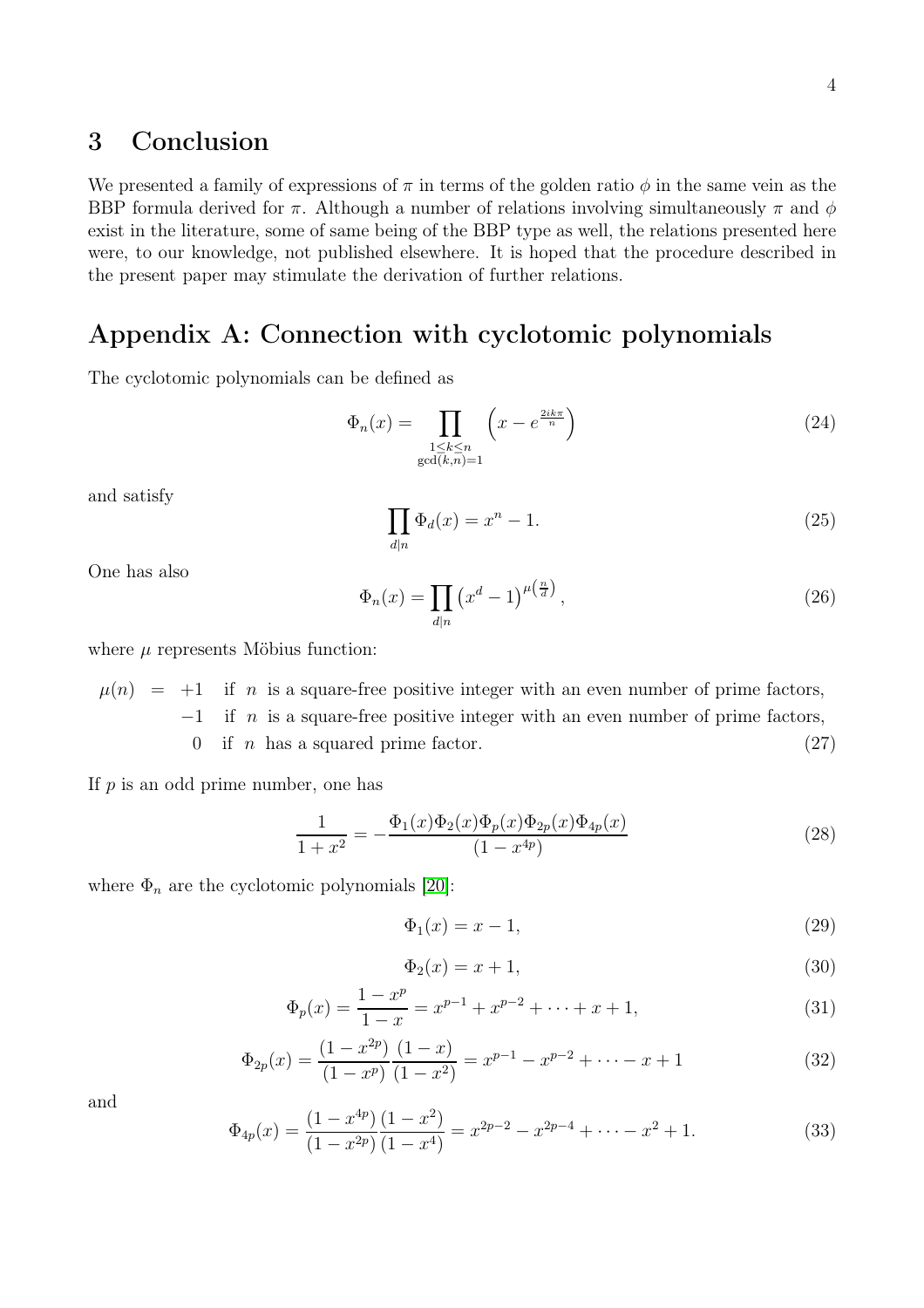## 3 Conclusion

We presented a family of expressions of $\pi$ in terms of the golden ratio $\phi$ in the same vein as the BBP formula derived for $\pi$. Although a number of relations involving simultaneously $\pi$ and $\phi$ exist in the literature, some of same being of the BBP type as well, the relations presented here were, to our knowledge, not published elsewhere. It is hoped that the procedure described in the present paper may stimulate the derivation of further relations.

## Appendix A: Connection with cyclotomic polynomials

The cyclotomic polynomials can be defined as

$$\Phi_n(x) = \prod_{\substack{1 \leq k \leq n \\ \gcd(k,n)=1}} \left( x - e^{\frac{2ik\pi}{n}} \right) \tag{24}$$

and satisfy

$$\prod_{d|n} \Phi_d(x) = x^n - 1. \tag{25}$$

One has also

$$\Phi_n(x) = \prod_{d|n} \left( x^d - 1 \right)^{\mu\left(\frac{n}{d}\right)}, \tag{26}$$

where $\mu$ represents Möbius function:

$$\begin{aligned} \mu(n) &= +1 \quad \text{if } n \text{ is a square-free positive integer with an even number of prime factors,} \\ &\quad -1 \quad \text{if } n \text{ is a square-free positive integer with an even number of prime factors,} \\ &\quad \ \ 0 \quad \text{if } n \text{ has a squared prime factor.} \end{aligned} \tag{27}$$

If $p$ is an odd prime number, one has

$$\frac{1}{1+x^2} = -\frac{\Phi_1(x)\Phi_2(x)\Phi_p(x)\Phi_{2p}(x)\Phi_{4p}(x)}{(1-x^{4p})} \tag{28}$$

where $\Phi_n$ are the cyclotomic polynomials [20]:

$$\Phi_1(x) = x - 1, \tag{29}$$

$$\Phi_2(x) = x + 1, \tag{30}$$

$$\Phi_p(x) = \frac{1-x^p}{1-x} = x^{p-1} + x^{p-2} + \cdots + x + 1, \tag{31}$$

$$\Phi_{2p}(x) = \frac{(1-x^{2p})}{(1-x^p)} \frac{(1-x)}{(1-x^2)} = x^{p-1} - x^{p-2} + \cdots - x + 1 \tag{32}$$

and

$$\Phi_{4p}(x) = \frac{(1-x^{4p})}{(1-x^{2p})} \frac{(1-x^2)}{(1-x^4)} = x^{2p-2} - x^{2p-4} + \cdots - x^2 + 1. \tag{33}$$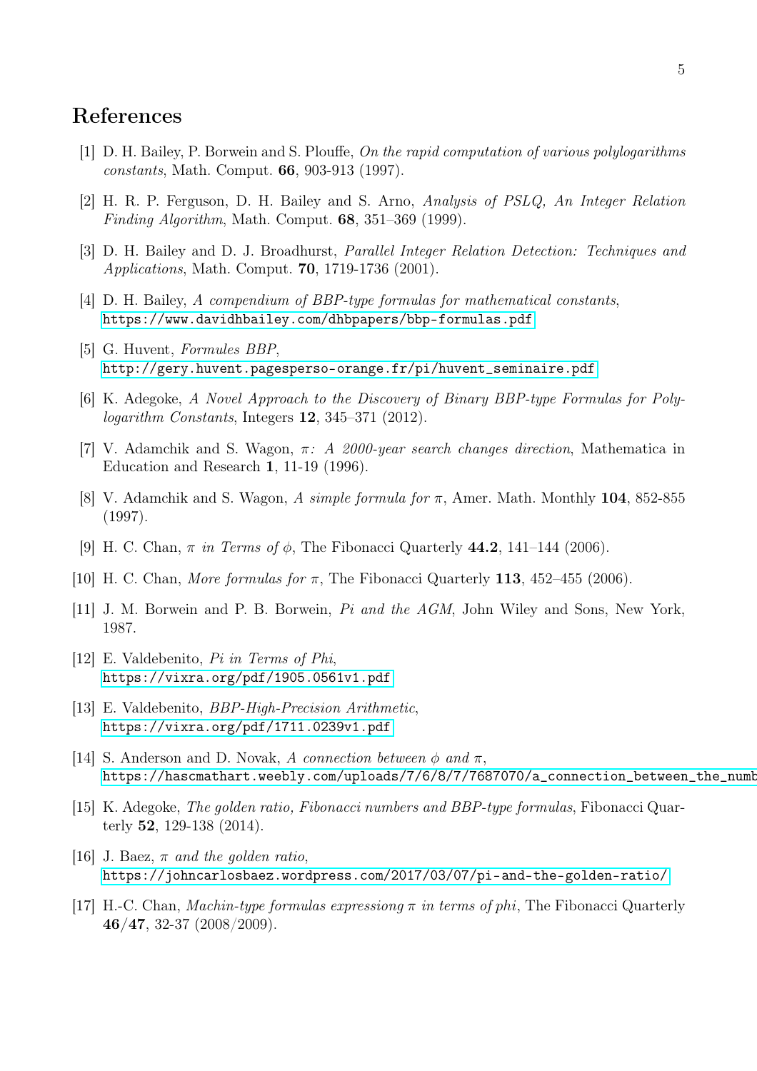# References

[1] D. H. Bailey, P. Borwein and S. Plouffe, *On the rapid computation of various polylogarithms constants*, Math. Comput. **66**, 903-913 (1997).

[2] H. R. P. Ferguson, D. H. Bailey and S. Arno, *Analysis of PSLQ, An Integer Relation Finding Algorithm*, Math. Comput. **68**, 351–369 (1999).

[3] D. H. Bailey and D. J. Broadhurst, *Parallel Integer Relation Detection: Techniques and Applications*, Math. Comput. **70**, 1719-1736 (2001).

[4] D. H. Bailey, *A compendium of BBP-type formulas for mathematical constants*, https://www.davidhbailey.com/dhbpapers/bbp-formulas.pdf

[5] G. Huvent, *Formules BBP*, http://gery.huvent.pagesperso-orange.fr/pi/huvent_seminaire.pdf

[6] K. Adegoke, *A Novel Approach to the Discovery of Binary BBP-type Formulas for Polylogarithm Constants*, Integers **12**, 345–371 (2012).

[7] V. Adamchik and S. Wagon, *$\pi$: A 2000-year search changes direction*, Mathematica in Education and Research **1**, 11-19 (1996).

[8] V. Adamchik and S. Wagon, *A simple formula for $\pi$*, Amer. Math. Monthly **104**, 852-855 (1997).

[9] H. C. Chan, *$\pi$ in Terms of $\phi$*, The Fibonacci Quarterly **44.2**, 141–144 (2006).

[10] H. C. Chan, *More formulas for $\pi$*, The Fibonacci Quarterly **113**, 452–455 (2006).

[11] J. M. Borwein and P. B. Borwein, *Pi and the AGM*, John Wiley and Sons, New York, 1987.

[12] E. Valdebenito, *Pi in Terms of Phi*, https://vixra.org/pdf/1905.0561v1.pdf

[13] E. Valdebenito, *BBP-High-Precision Arithmetic*, https://vixra.org/pdf/1711.0239v1.pdf

[14] S. Anderson and D. Novak, *A connection between $\phi$ and $\pi$*, https://hascmathart.weebly.com/uploads/7/6/8/7/7687070/a_connection_between_the_numb

[15] K. Adegoke, *The golden ratio, Fibonacci numbers and BBP-type formulas*, Fibonacci Quarterly **52**, 129-138 (2014).

[16] J. Baez, *$\pi$ and the golden ratio*, https://johncarlosbaez.wordpress.com/2017/03/07/pi-and-the-golden-ratio/

[17] H.-C. Chan, *Machin-type formulas expressiong $\pi$ in terms of phi*, The Fibonacci Quarterly **46/47**, 32-37 (2008/2009).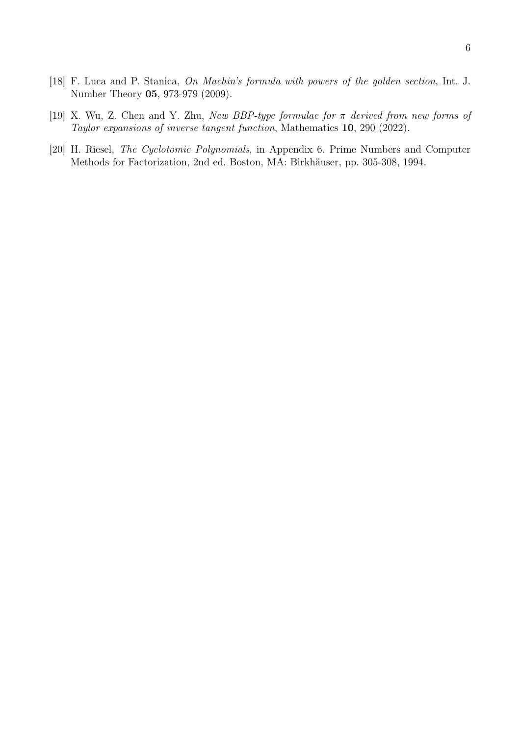[18] F. Luca and P. Stanica, *On Machin's formula with powers of the golden section*, Int. J. Number Theory **05**, 973-979 (2009).

[19] X. Wu, Z. Chen and Y. Zhu, *New BBP-type formulae for $\pi$ derived from new forms of Taylor expansions of inverse tangent function*, Mathematics **10**, 290 (2022).

[20] H. Riesel, *The Cyclotomic Polynomials*, in Appendix 6. Prime Numbers and Computer Methods for Factorization, 2nd ed. Boston, MA: Birkhäuser, pp. 305-308, 1994.